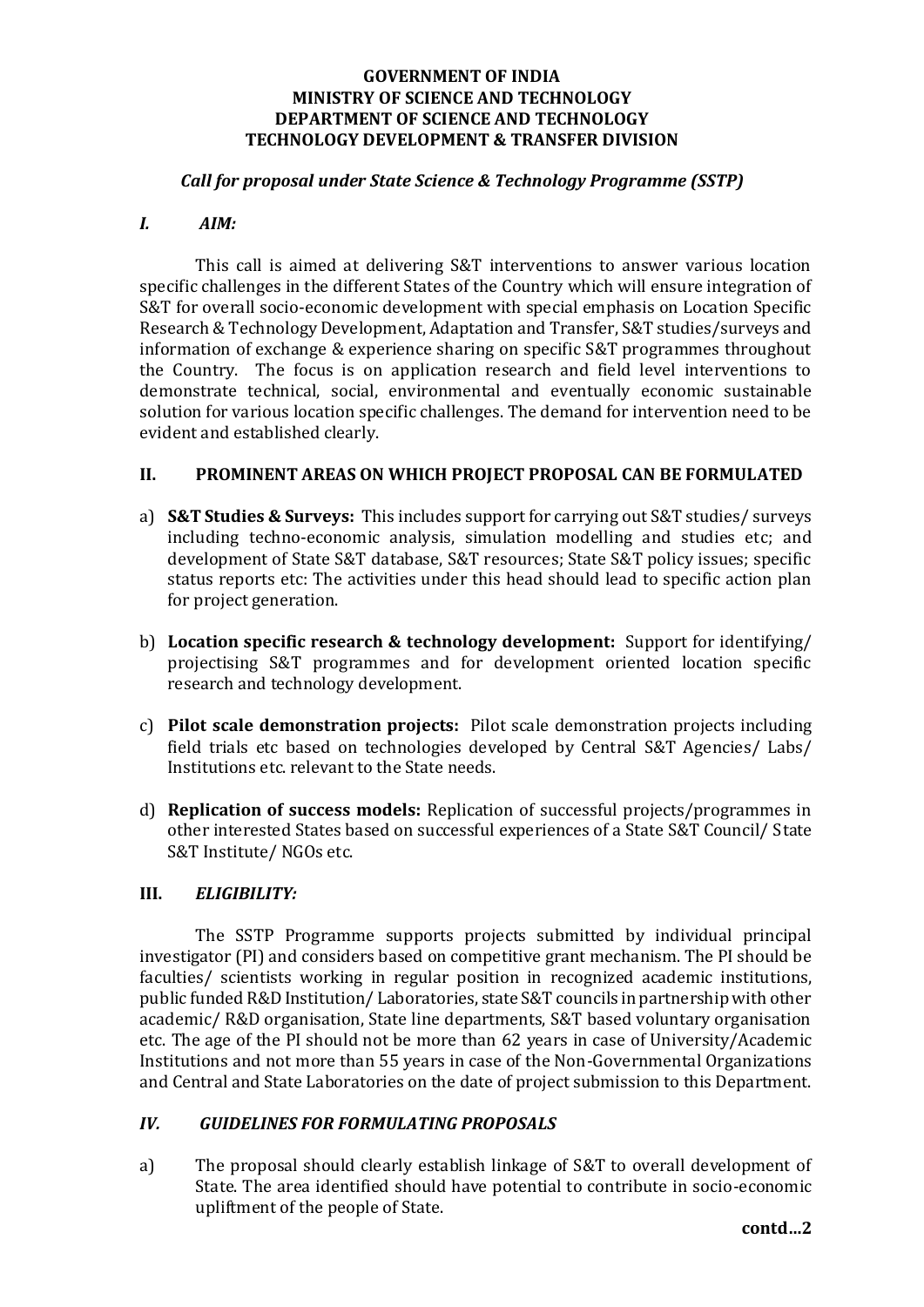**GOVERNMENT OF INDIA**
**MINISTRY OF SCIENCE AND TECHNOLOGY**
**DEPARTMENT OF SCIENCE AND TECHNOLOGY**
**TECHNOLOGY DEVELOPMENT & TRANSFER DIVISION**

***Call for proposal under State Science & Technology Programme (SSTP)***

## *I. AIM:*

This call is aimed at delivering S&T interventions to answer various location specific challenges in the different States of the Country which will ensure integration of S&T for overall socio-economic development with special emphasis on Location Specific Research & Technology Development, Adaptation and Transfer, S&T studies/surveys and information of exchange & experience sharing on specific S&T programmes throughout the Country. The focus is on application research and field level interventions to demonstrate technical, social, environmental and eventually economic sustainable solution for various location specific challenges. The demand for intervention need to be evident and established clearly.

## II. PROMINENT AREAS ON WHICH PROJECT PROPOSAL CAN BE FORMULATED

a) **S&T Studies & Surveys:** This includes support for carrying out S&T studies/ surveys including techno-economic analysis, simulation modelling and studies etc; and development of State S&T database, S&T resources; State S&T policy issues; specific status reports etc: The activities under this head should lead to specific action plan for project generation.

b) **Location specific research & technology development:** Support for identifying/ projectising S&T programmes and for development oriented location specific research and technology development.

c) **Pilot scale demonstration projects:** Pilot scale demonstration projects including field trials etc based on technologies developed by Central S&T Agencies/ Labs/ Institutions etc. relevant to the State needs.

d) **Replication of success models:** Replication of successful projects/programmes in other interested States based on successful experiences of a State S&T Council/ State S&T Institute/ NGOs etc.

## III. *ELIGIBILITY:*

The SSTP Programme supports projects submitted by individual principal investigator (PI) and considers based on competitive grant mechanism. The PI should be faculties/ scientists working in regular position in recognized academic institutions, public funded R&D Institution/ Laboratories, state S&T councils in partnership with other academic/ R&D organisation, State line departments, S&T based voluntary organisation etc. The age of the PI should not be more than 62 years in case of University/Academic Institutions and not more than 55 years in case of the Non-Governmental Organizations and Central and State Laboratories on the date of project submission to this Department.

## *IV. GUIDELINES FOR FORMULATING PROPOSALS*

a) The proposal should clearly establish linkage of S&T to overall development of State. The area identified should have potential to contribute in socio-economic upliftment of the people of State.

**contd…2**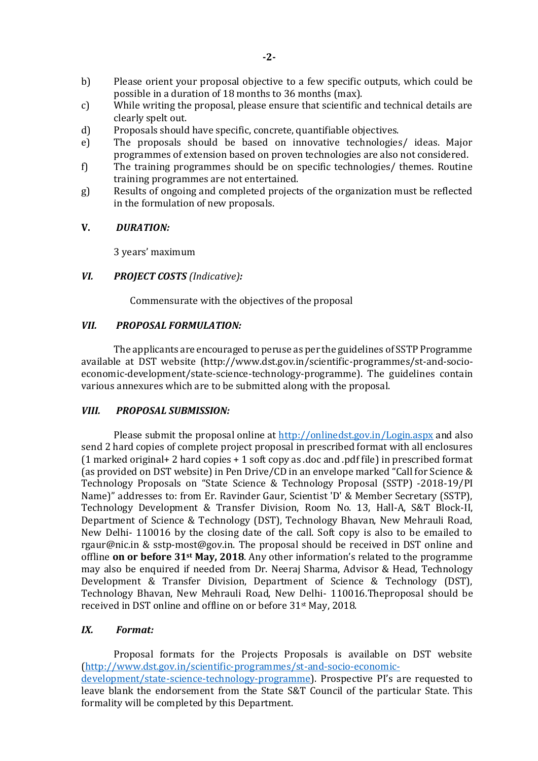b) Please orient your proposal objective to a few specific outputs, which could be possible in a duration of 18 months to 36 months (max).

c) While writing the proposal, please ensure that scientific and technical details are clearly spelt out.

d) Proposals should have specific, concrete, quantifiable objectives.

e) The proposals should be based on innovative technologies/ ideas. Major programmes of extension based on proven technologies are also not considered.

f) The training programmes should be on specific technologies/ themes. Routine training programmes are not entertained.

g) Results of ongoing and completed projects of the organization must be reflected in the formulation of new proposals.

## V. *DURATION:*

3 years' maximum

## *VI. PROJECT COSTS (Indicative):*

Commensurate with the objectives of the proposal

## *VII. PROPOSAL FORMULATION:*

The applicants are encouraged to peruse as per the guidelines of SSTP Programme available at DST website (http://www.dst.gov.in/scientific-programmes/st-and-socio-economic-development/state-science-technology-programme). The guidelines contain various annexures which are to be submitted along with the proposal.

## *VIII. PROPOSAL SUBMISSION:*

Please submit the proposal online at http://onlinedst.gov.in/Login.aspx and also send 2 hard copies of complete project proposal in prescribed format with all enclosures (1 marked original+ 2 hard copies + 1 soft copy as .doc and .pdf file) in prescribed format (as provided on DST website) in Pen Drive/CD in an envelope marked "Call for Science & Technology Proposals on "State Science & Technology Proposal (SSTP) -2018-19/PI Name)" addresses to: from Er. Ravinder Gaur, Scientist 'D' & Member Secretary (SSTP), Technology Development & Transfer Division, Room No. 13, Hall-A, S&T Block-II, Department of Science & Technology (DST), Technology Bhavan, New Mehrauli Road, New Delhi- 110016 by the closing date of the call. Soft copy is also to be emailed to rgaur@nic.in & sstp-most@gov.in. The proposal should be received in DST online and offline **on or before 31st May, 2018**. Any other information's related to the programme may also be enquired if needed from Dr. Neeraj Sharma, Advisor & Head, Technology Development & Transfer Division, Department of Science & Technology (DST), Technology Bhavan, New Mehrauli Road, New Delhi- 110016.Theproposal should be received in DST online and offline on or before 31st May, 2018.

## *IX. Format:*

Proposal formats for the Projects Proposals is available on DST website (http://www.dst.gov.in/scientific-programmes/st-and-socio-economic-development/state-science-technology-programme). Prospective PI's are requested to leave blank the endorsement from the State S&T Council of the particular State. This formality will be completed by this Department.